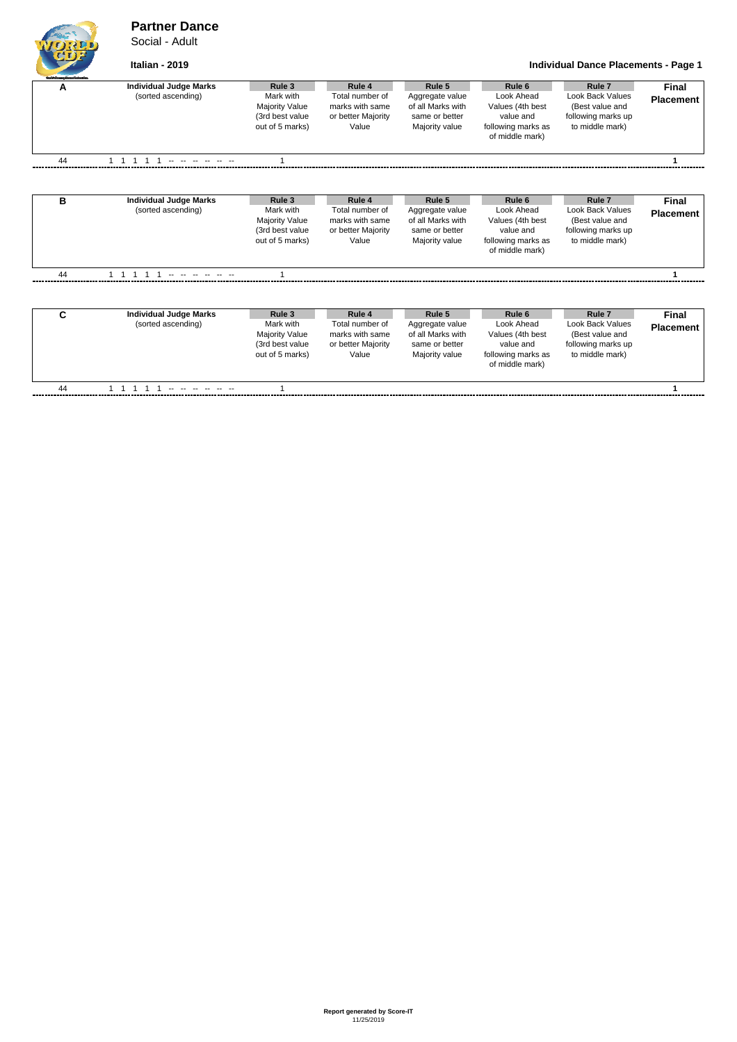# Partner Dance

Social - Adult

**Italian - 2019**

**Individual Dance Placements - Page 1**

| A | Individual Judge Marks (sorted ascending) | Rule 3 Mark with Majority Value (3rd best value out of 5 marks) | Rule 4 Total number of marks with same or better Majority Value | Rule 5 Aggregate value of all Marks with same or better Majority value | Rule 6 Look Ahead Values (4th best value and following marks as of middle mark) | Rule 7 Look Back Values (Best value and following marks up to middle mark) | Final Placement |
|---|---|---|---|---|---|---|---|
| 44 | 1 1 1 1 1 -- -- -- -- -- -- | 1 | | | | | 1 |

| B | Individual Judge Marks (sorted ascending) | Rule 3 Mark with Majority Value (3rd best value out of 5 marks) | Rule 4 Total number of marks with same or better Majority Value | Rule 5 Aggregate value of all Marks with same or better Majority value | Rule 6 Look Ahead Values (4th best value and following marks as of middle mark) | Rule 7 Look Back Values (Best value and following marks up to middle mark) | Final Placement |
|---|---|---|---|---|---|---|---|
| 44 | 1 1 1 1 1 -- -- -- -- -- -- | 1 | | | | | 1 |

| C | Individual Judge Marks (sorted ascending) | Rule 3 Mark with Majority Value (3rd best value out of 5 marks) | Rule 4 Total number of marks with same or better Majority Value | Rule 5 Aggregate value of all Marks with same or better Majority value | Rule 6 Look Ahead Values (4th best value and following marks as of middle mark) | Rule 7 Look Back Values (Best value and following marks up to middle mark) | Final Placement |
|---|---|---|---|---|---|---|---|
| 44 | 1 1 1 1 1 -- -- -- -- -- -- | 1 | | | | | 1 |

**Report generated by Score-IT**
11/25/2019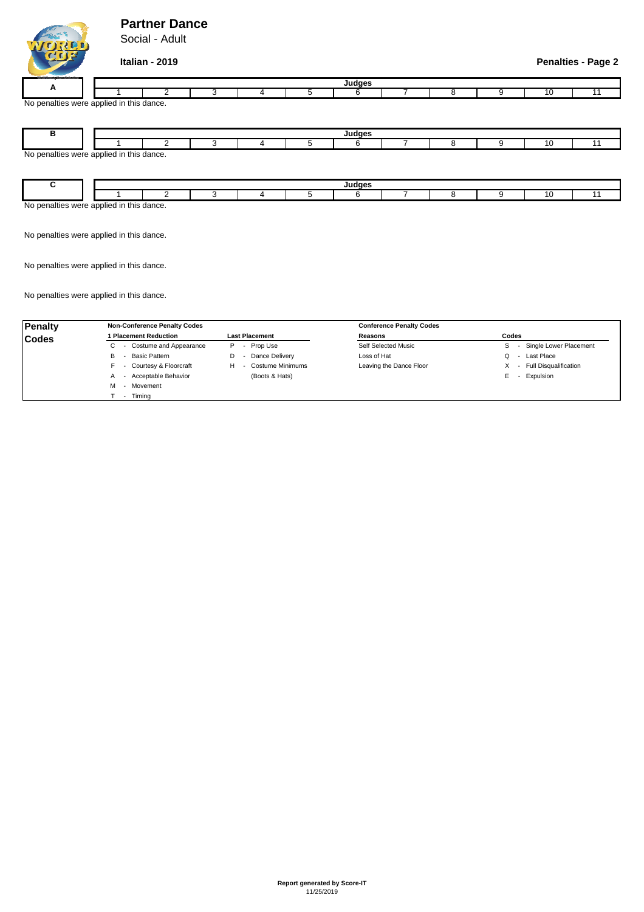# Partner Dance

Social - Adult

**Italian - 2019**

**Penalties - Page 2**

| A | Judges | | | | | | | | | | |
|---|---|---|---|---|---|---|---|---|---|---|---|
| | 1 | 2 | 3 | 4 | 5 | 6 | 7 | 8 | 9 | 10 | 11 |

No penalties were applied in this dance.

| B | Judges | | | | | | | | | | |
|---|---|---|---|---|---|---|---|---|---|---|---|
| | 1 | 2 | 3 | 4 | 5 | 6 | 7 | 8 | 9 | 10 | 11 |

No penalties were applied in this dance.

| C | Judges | | | | | | | | | | |
|---|---|---|---|---|---|---|---|---|---|---|---|
| | 1 | 2 | 3 | 4 | 5 | 6 | 7 | 8 | 9 | 10 | 11 |

No penalties were applied in this dance.

No penalties were applied in this dance.

No penalties were applied in this dance.

No penalties were applied in this dance.

**Penalty Codes**

**Non-Conference Penalty Codes**

| 1 Placement Reduction | Last Placement |
|---|---|
| C - Costume and Appearance | P - Prop Use |
| B - Basic Pattern | D - Dance Delivery |
| F - Courtesy & Floorcraft | H - Costume Minimums (Boots & Hats) |
| A - Acceptable Behavior | |
| M - Movement | |
| T - Timing | |

**Conference Penalty Codes**

| Reasons | Codes |
|---|---|
| Self Selected Music | S - Single Lower Placement |
| Loss of Hat | Q - Last Place |
| Leaving the Dance Floor | X - Full Disqualification |
| | E - Expulsion |

**Report generated by Score-IT**
11/25/2019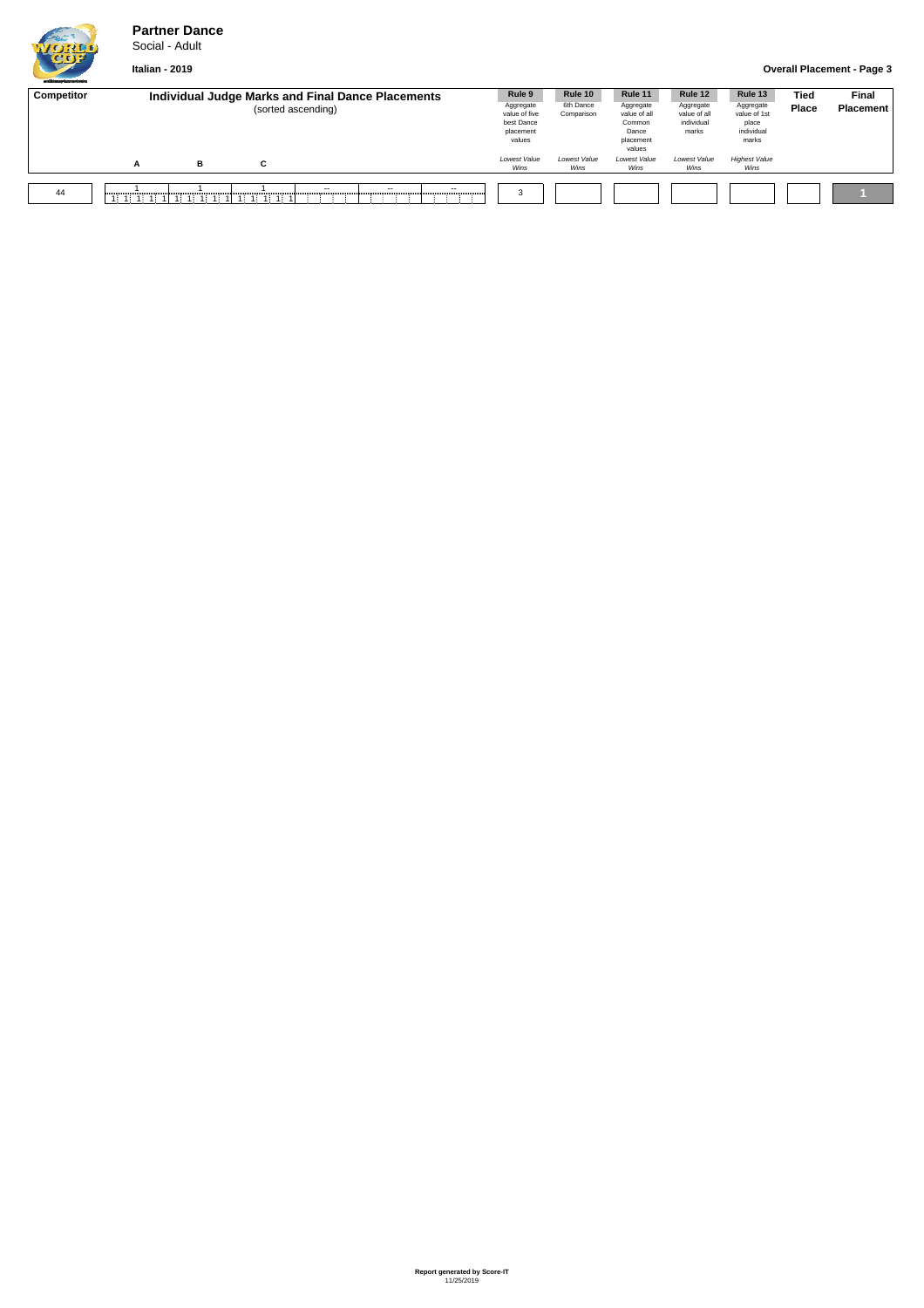**Partner Dance**

Social - Adult

**Italian - 2019**

**Overall Placement - Page 3**

| Competitor | Individual Judge Marks and Final Dance Placements (sorted ascending) | | | | | | Rule 9 Aggregate value of five best Dance placement values | Rule 10 6th Dance Comparison | Rule 11 Aggregate value of all Common Dance placement values | Rule 12 Aggregate value of all individual marks | Rule 13 Aggregate value of 1st place individual marks | Tied Place | Final Placement |
|---|---|---|---|---|---|---|---|---|---|---|---|---|---|
| | A | B | C | | | | *Lowest Value Wins* | *Lowest Value Wins* | *Lowest Value Wins* | *Lowest Value Wins* | *Highest Value Wins* | | |
| 44 | 1<br>1 1 1 1 1 | 1<br>1 1 1 1 1 | 1<br>1 1 1 1 1 | -- | -- | -- | 3 | | | | | | 1 |

**Report generated by Score-IT**
11/25/2019